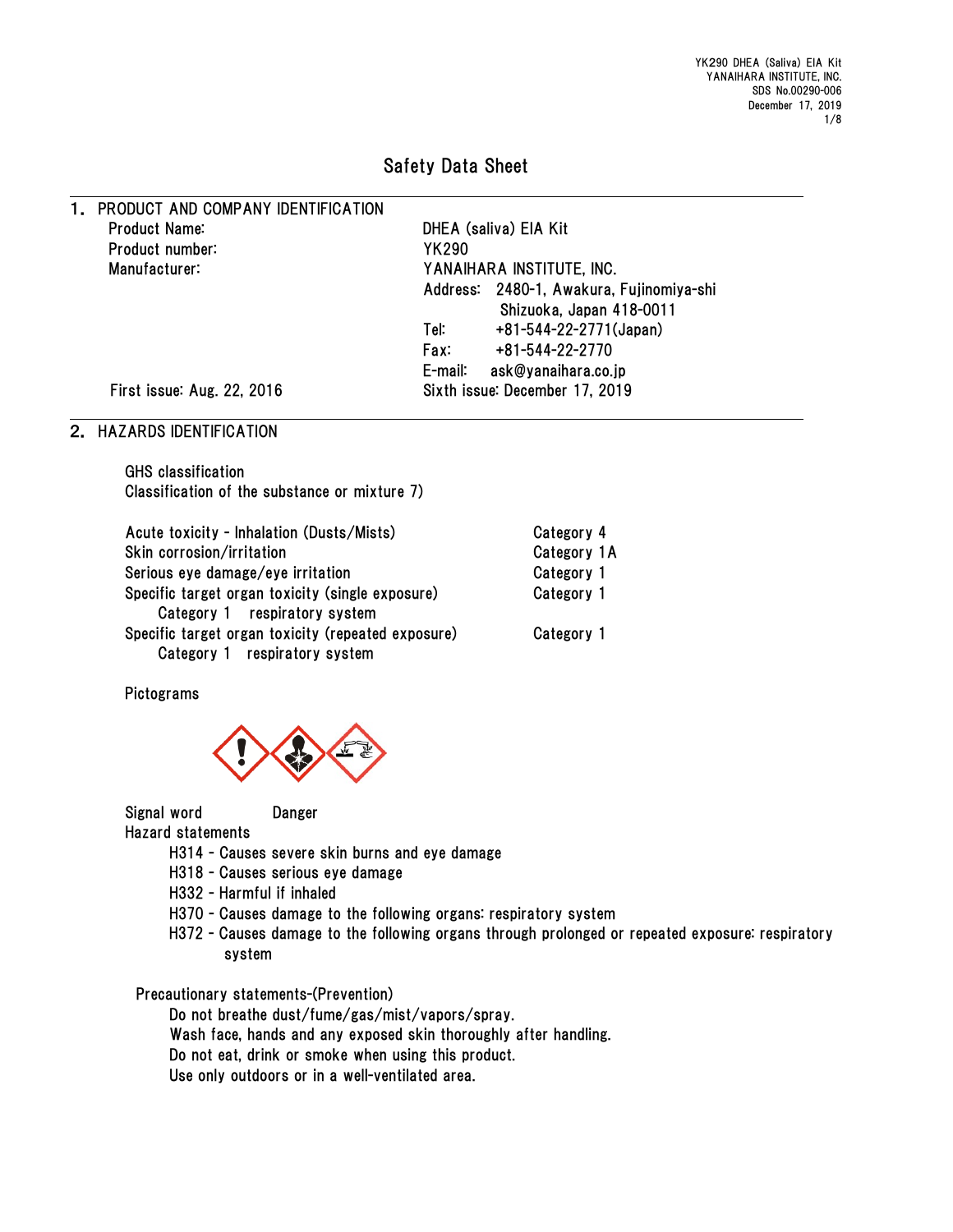# Safety Data Sheet

## 1. PRODUCT AND COMPANY IDENTIFICATION

| | |
|---|---|
| Product Name: | DHEA (saliva) EIA Kit |
| Product number: | YK290 |
| Manufacturer: | YANAIHARA INSTITUTE, INC. |
| | Address: 2480-1, Awakura, Fujinomiya-shi Shizuoka, Japan 418-0011 |
| | Tel: +81-544-22-2771(Japan) |
| | Fax: +81-544-22-2770 |
| | E-mail: ask@yanaihara.co.jp |
| First issue: Aug. 22, 2016 | Sixth issue: December 17, 2019 |

## 2. HAZARDS IDENTIFICATION

GHS classification
Classification of the substance or mixture 7)

| | |
|---|---|
| Acute toxicity - Inhalation (Dusts/Mists) | Category 4 |
| Skin corrosion/irritation | Category 1A |
| Serious eye damage/eye irritation | Category 1 |
| Specific target organ toxicity (single exposure)<br>Category 1 respiratory system | Category 1 |
| Specific target organ toxicity (repeated exposure)<br>Category 1 respiratory system | Category 1 |

Pictograms

Signal word Danger

Hazard statements

- H314 - Causes severe skin burns and eye damage
- H318 - Causes serious eye damage
- H332 - Harmful if inhaled
- H370 - Causes damage to the following organs: respiratory system
- H372 - Causes damage to the following organs through prolonged or repeated exposure: respiratory system

Precautionary statements-(Prevention)

- Do not breathe dust/fume/gas/mist/vapors/spray.
- Wash face, hands and any exposed skin thoroughly after handling.
- Do not eat, drink or smoke when using this product.
- Use only outdoors or in a well-ventilated area.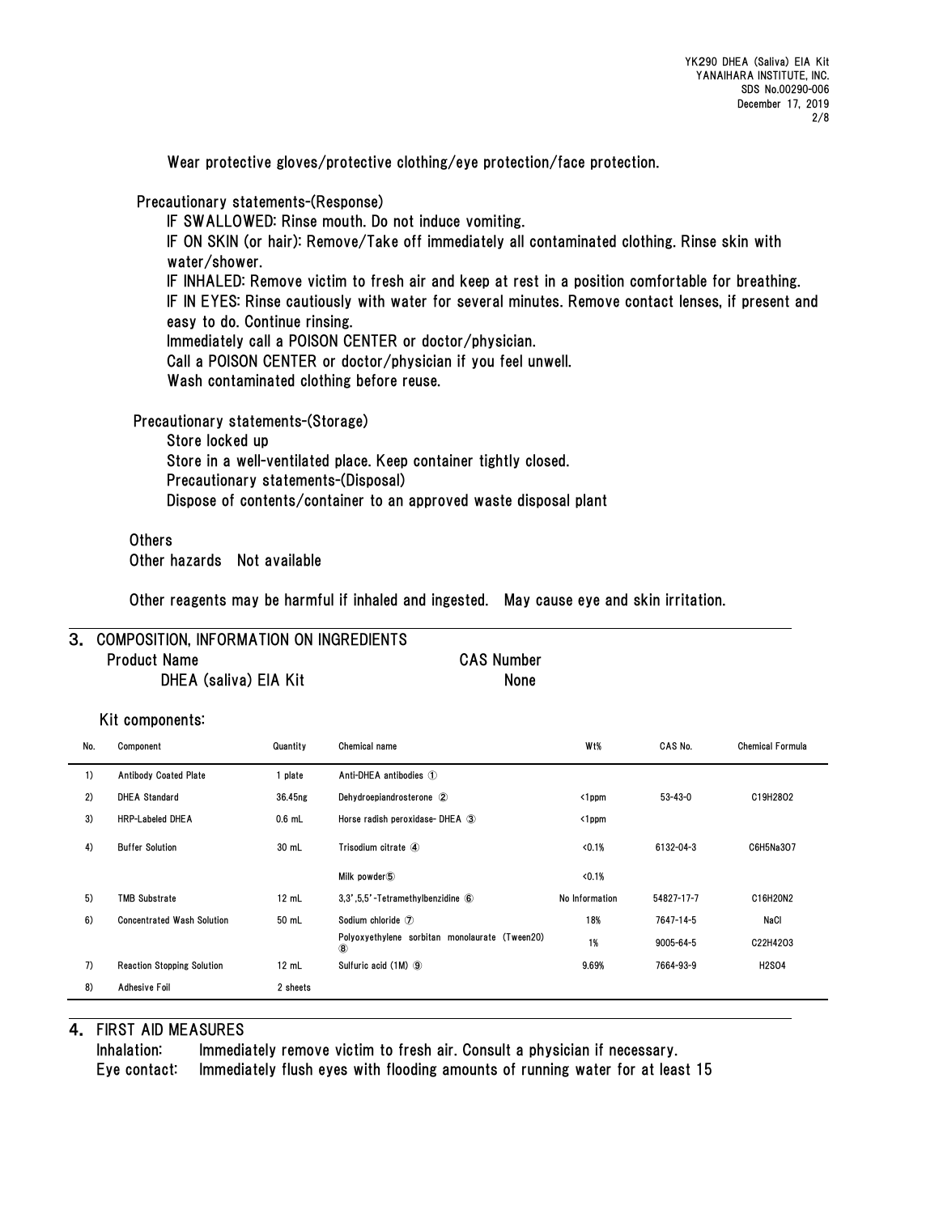Wear protective gloves/protective clothing/eye protection/face protection.

Precautionary statements-(Response)

IF SWALLOWED: Rinse mouth. Do not induce vomiting.
IF ON SKIN (or hair): Remove/Take off immediately all contaminated clothing. Rinse skin with water/shower.
IF INHALED: Remove victim to fresh air and keep at rest in a position comfortable for breathing.
IF IN EYES: Rinse cautiously with water for several minutes. Remove contact lenses, if present and easy to do. Continue rinsing.
Immediately call a POISON CENTER or doctor/physician.
Call a POISON CENTER or doctor/physician if you feel unwell.
Wash contaminated clothing before reuse.

Precautionary statements-(Storage)

Store locked up
Store in a well-ventilated place. Keep container tightly closed.
Precautionary statements-(Disposal)
Dispose of contents/container to an approved waste disposal plant

Others
Other hazards Not available

Other reagents may be harmful if inhaled and ingested. May cause eye and skin irritation.

## 3. COMPOSITION, INFORMATION ON INGREDIENTS

| Product Name | CAS Number |
|---|---|
| DHEA (saliva) EIA Kit | None |

Kit components:

| No. | Component | Quantity | Chemical name | Wt% | CAS No. | Chemical Formula |
|---|---|---|---|---|---|---|
| 1) | Antibody Coated Plate | 1 plate | Anti-DHEA antibodies ① | | | |
| 2) | DHEA Standard | 36.45ng | Dehydroepiandrosterone ② | <1ppm | 53-43-0 | $C_{19}H_{28}O_2$ |
| 3) | HRP-Labeled DHEA | 0.6 mL | Horse radish peroxidase- DHEA ③ | <1ppm | | |
| 4) | Buffer Solution | 30 mL | Trisodium citrate ④ | <0.1% | 6132-04-3 | $C_6H_5Na_3O_7$ |
| | | | Milk powder⑤ | <0.1% | | |
| 5) | TMB Substrate | 12 mL | 3,3',5,5'-Tetramethylbenzidine ⑥ | No Information | 54827-17-7 | $C_{16}H_{20}N_2$ |
| 6) | Concentrated Wash Solution | 50 mL | Sodium chloride ⑦ | 18% | 7647-14-5 | NaCl |
| | | | Polyoxyethylene sorbitan monolaurate (Tween20) ⑧ | 1% | 9005-64-5 | $C_{22}H_{42}O_3$ |
| 7) | Reaction Stopping Solution | 12 mL | Sulfuric acid (1M) ⑨ | 9.69% | 7664-93-9 | $H_2SO_4$ |
| 8) | Adhesive Foil | 2 sheets | | | | |

## 4. FIRST AID MEASURES

Inhalation: Immediately remove victim to fresh air. Consult a physician if necessary.
Eye contact: Immediately flush eyes with flooding amounts of running water for at least 15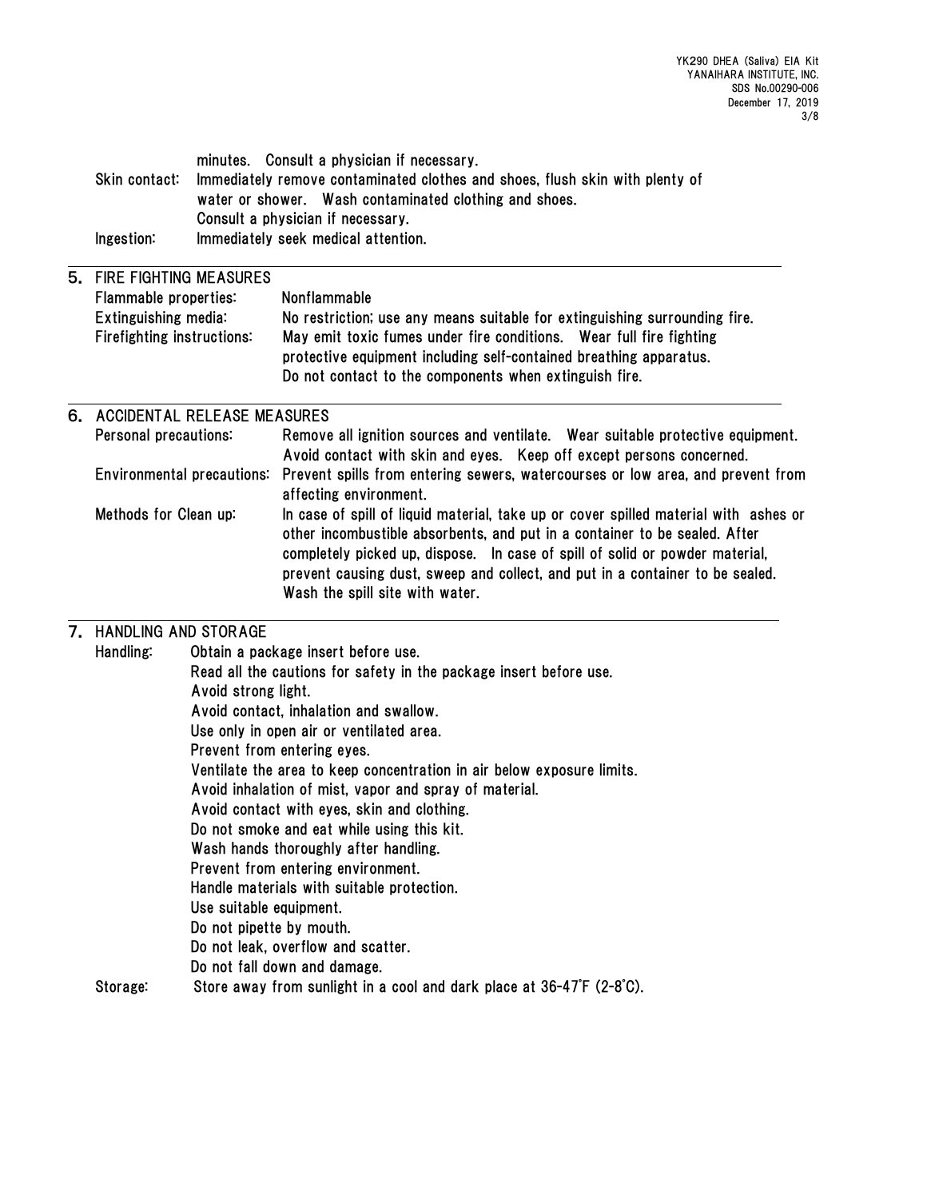minutes. Consult a physician if necessary.

**Skin contact:** Immediately remove contaminated clothes and shoes, flush skin with plenty of water or shower. Wash contaminated clothing and shoes. Consult a physician if necessary.

**Ingestion:** Immediately seek medical attention.

## 5. FIRE FIGHTING MEASURES

**Flammable properties:** Nonflammable

**Extinguishing media:** No restriction; use any means suitable for extinguishing surrounding fire.

**Firefighting instructions:** May emit toxic fumes under fire conditions. Wear full fire fighting protective equipment including self-contained breathing apparatus. Do not contact to the components when extinguish fire.

## 6. ACCIDENTAL RELEASE MEASURES

**Personal precautions:** Remove all ignition sources and ventilate. Wear suitable protective equipment. Avoid contact with skin and eyes. Keep off except persons concerned.

**Environmental precautions:** Prevent spills from entering sewers, watercourses or low area, and prevent from affecting environment.

**Methods for Clean up:** In case of spill of liquid material, take up or cover spilled material with ashes or other incombustible absorbents, and put in a container to be sealed. After completely picked up, dispose. In case of spill of solid or powder material, prevent causing dust, sweep and collect, and put in a container to be sealed. Wash the spill site with water.

## 7. HANDLING AND STORAGE

**Handling:**
Obtain a package insert before use.
Read all the cautions for safety in the package insert before use.
Avoid strong light.
Avoid contact, inhalation and swallow.
Use only in open air or ventilated area.
Prevent from entering eyes.
Ventilate the area to keep concentration in air below exposure limits.
Avoid inhalation of mist, vapor and spray of material.
Avoid contact with eyes, skin and clothing.
Do not smoke and eat while using this kit.
Wash hands thoroughly after handling.
Prevent from entering environment.
Handle materials with suitable protection.
Use suitable equipment.
Do not pipette by mouth.
Do not leak, overflow and scatter.
Do not fall down and damage.

**Storage:** Store away from sunlight in a cool and dark place at 36-47°F (2-8°C).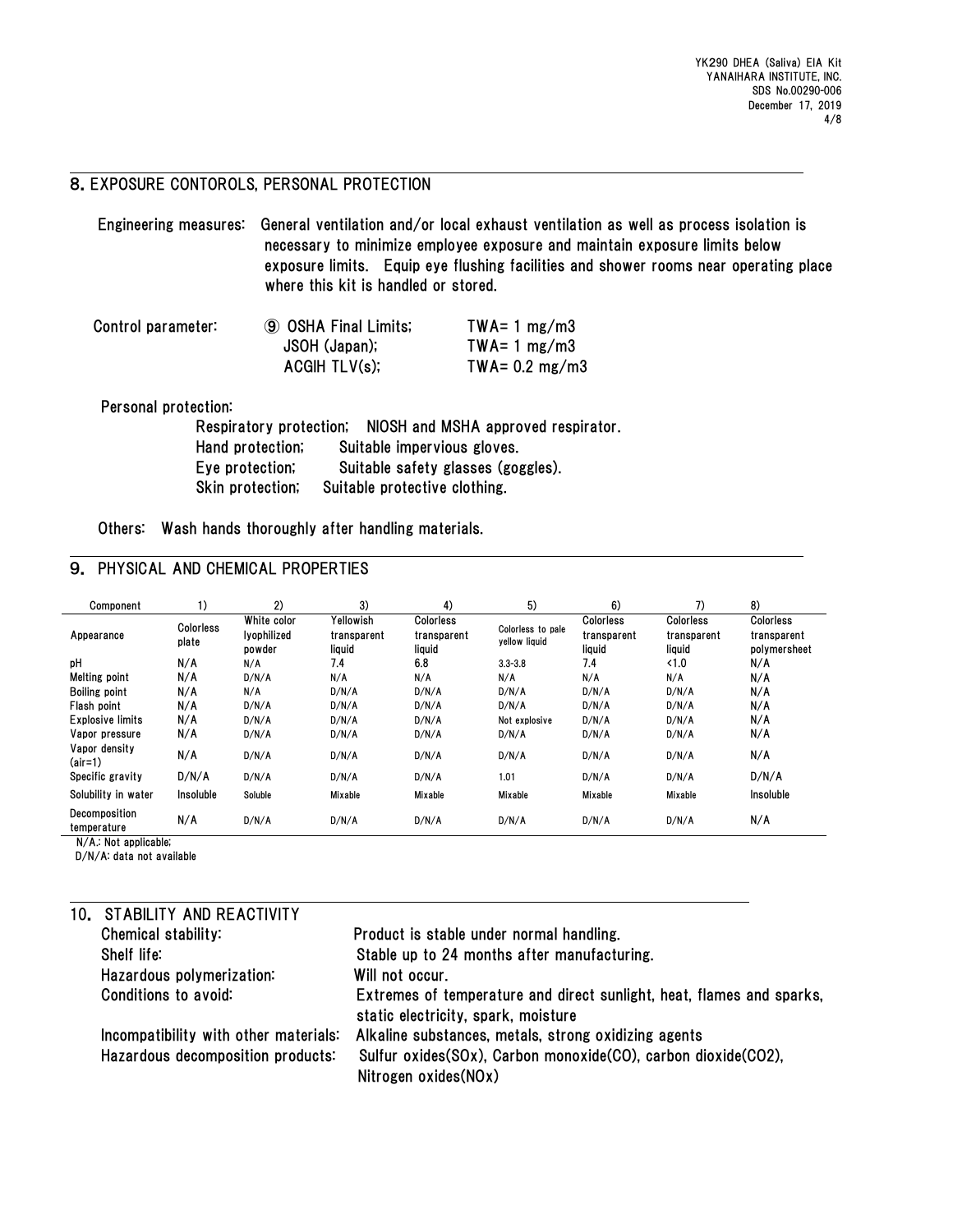## 8. EXPOSURE CONTOROLS, PERSONAL PROTECTION

Engineering measures: General ventilation and/or local exhaust ventilation as well as process isolation is necessary to minimize employee exposure and maintain exposure limits below exposure limits. Equip eye flushing facilities and shower rooms near operating place where this kit is handled or stored.

Control parameter:

| | |
|---|---|
| ⑨ OSHA Final Limits; | TWA= 1 mg/m3 |
| JSOH (Japan); | TWA= 1 mg/m3 |
| ACGIH TLV(s); | TWA= 0.2 mg/m3 |

Personal protection:

- Respiratory protection; NIOSH and MSHA approved respirator.
- Hand protection; Suitable impervious gloves.
- Eye protection; Suitable safety glasses (goggles).
- Skin protection; Suitable protective clothing.

Others: Wash hands thoroughly after handling materials.

## 9. PHYSICAL AND CHEMICAL PROPERTIES

| Component | 1) | 2) | 3) | 4) | 5) | 6) | 7) | 8) |
|---|---|---|---|---|---|---|---|---|
| Appearance | Colorless plate | White color lyophilized powder | Yellowish transparent liquid | Colorless transparent liquid | Colorless to pale yellow liquid | Colorless transparent liquid | Colorless transparent liquid | Colorless transparent polymersheet |
| pH | N/A | N/A | 7.4 | 6.8 | 3.3-3.8 | 7.4 | <1.0 | N/A |
| Melting point | N/A | D/N/A | N/A | N/A | N/A | N/A | N/A | N/A |
| Boiling point | N/A | N/A | D/N/A | D/N/A | D/N/A | D/N/A | D/N/A | N/A |
| Flash point | N/A | D/N/A | D/N/A | D/N/A | D/N/A | D/N/A | D/N/A | N/A |
| Explosive limits | N/A | D/N/A | D/N/A | D/N/A | Not explosive | D/N/A | D/N/A | N/A |
| Vapor pressure | N/A | D/N/A | D/N/A | D/N/A | D/N/A | D/N/A | D/N/A | N/A |
| Vapor density (air=1) | N/A | D/N/A | D/N/A | D/N/A | D/N/A | D/N/A | D/N/A | N/A |
| Specific gravity | D/N/A | D/N/A | D/N/A | D/N/A | 1.01 | D/N/A | D/N/A | D/N/A |
| Solubility in water | Insoluble | Soluble | Mixable | Mixable | Mixable | Mixable | Mixable | Insoluble |
| Decomposition temperature | N/A | D/N/A | D/N/A | D/N/A | D/N/A | D/N/A | D/N/A | N/A |

N/A.: Not applicable;
D/N/A: data not available

## 10. STABILITY AND REACTIVITY

| | |
|---|---|
| Chemical stability: | Product is stable under normal handling. |
| Shelf life: | Stable up to 24 months after manufacturing. |
| Hazardous polymerization: | Will not occur. |
| Conditions to avoid: | Extremes of temperature and direct sunlight, heat, flames and sparks, static electricity, spark, moisture |
| Incompatibility with other materials: | Alkaline substances, metals, strong oxidizing agents |
| Hazardous decomposition products: | Sulfur oxides(SOx), Carbon monoxide(CO), carbon dioxide($CO_2$), Nitrogen oxides(NOx) |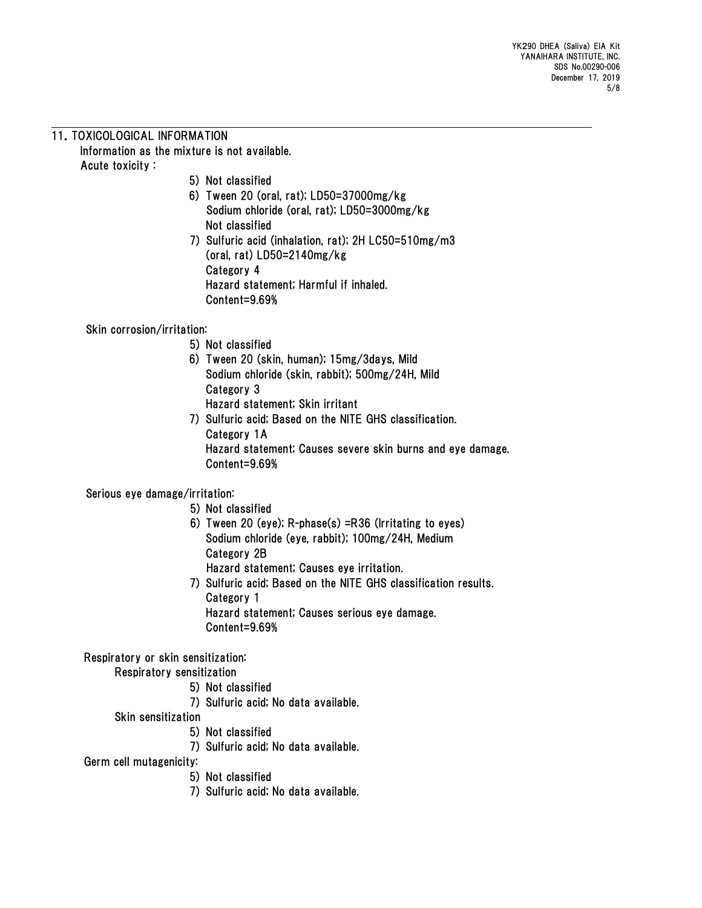## 11. TOXICOLOGICAL INFORMATION

Information as the mixture is not available.

Acute toxicity :

5) Not classified

6) Tween 20 (oral, rat); LD50=37000mg/kg
Sodium chloride (oral, rat); LD50=3000mg/kg
Not classified

7) Sulfuric acid (inhalation, rat); 2H LC50=510mg/m3
(oral, rat) LD50=2140mg/kg
Category 4
Hazard statement; Harmful if inhaled.
Content=9.69%

Skin corrosion/irritation:

5) Not classified

6) Tween 20 (skin, human); 15mg/3days, Mild
Sodium chloride (skin, rabbit); 500mg/24H, Mild
Category 3
Hazard statement; Skin irritant

7) Sulfuric acid; Based on the NITE GHS classification.
Category 1A
Hazard statement; Causes severe skin burns and eye damage.
Content=9.69%

Serious eye damage/irritation:

5) Not classified

6) Tween 20 (eye); R-phase(s) =R36 (Irritating to eyes)
Sodium chloride (eye, rabbit); 100mg/24H, Medium
Category 2B
Hazard statement; Causes eye irritation.

7) Sulfuric acid; Based on the NITE GHS classification results.
Category 1
Hazard statement; Causes serious eye damage.
Content=9.69%

Respiratory or skin sensitization:

Respiratory sensitization

5) Not classified

7) Sulfuric acid; No data available.

Skin sensitization

5) Not classified

7) Sulfuric acid; No data available.

Germ cell mutagenicity:

5) Not classified

7) Sulfuric acid; No data available.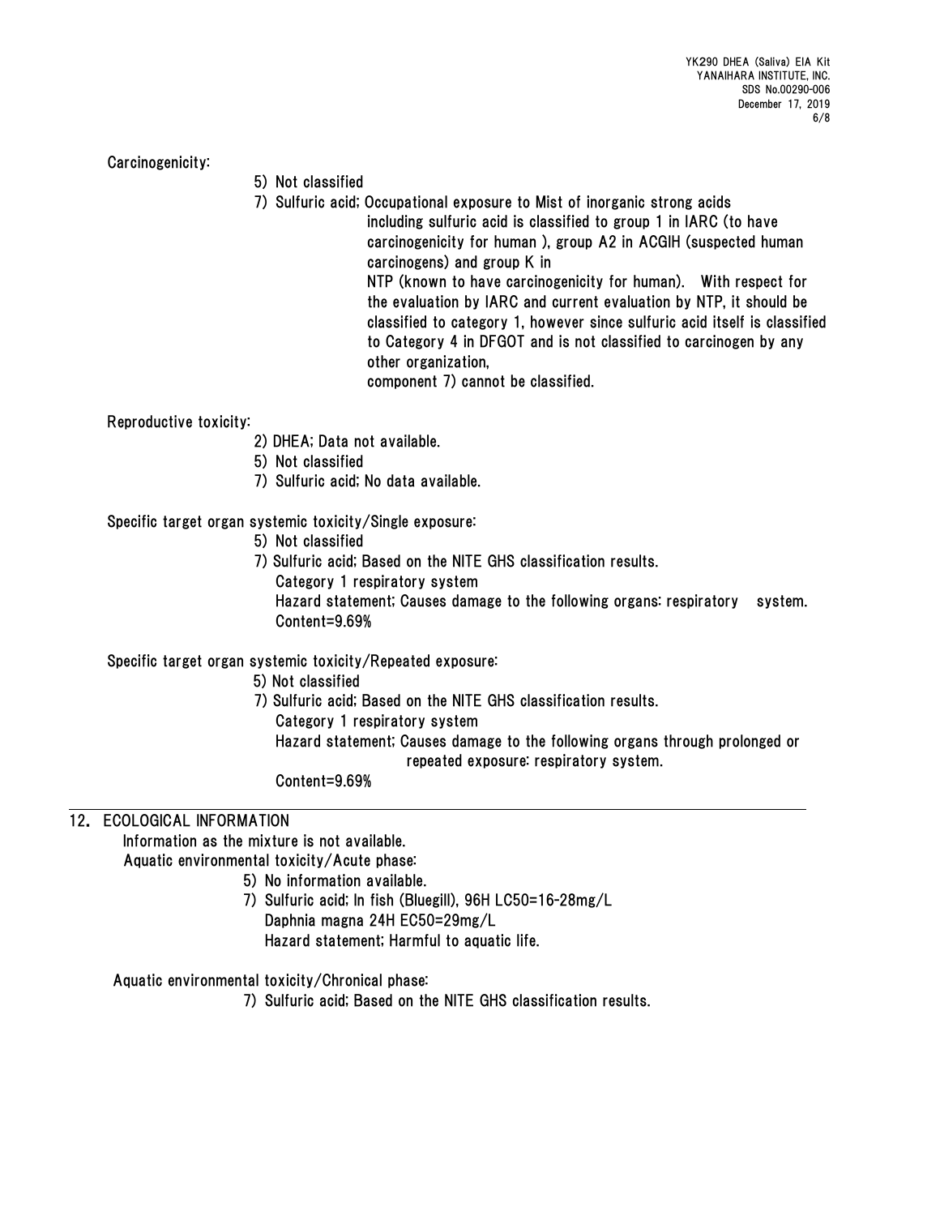Carcinogenicity:

5) Not classified

7) Sulfuric acid; Occupational exposure to Mist of inorganic strong acids including sulfuric acid is classified to group 1 in IARC (to have carcinogenicity for human ), group A2 in ACGIH (suspected human carcinogens) and group K in NTP (known to have carcinogenicity for human). With respect for the evaluation by IARC and current evaluation by NTP, it should be classified to category 1, however since sulfuric acid itself is classified to Category 4 in DFGOT and is not classified to carcinogen by any other organization, component 7) cannot be classified.

Reproductive toxicity:

2) DHEA; Data not available.

5) Not classified

7) Sulfuric acid; No data available.

Specific target organ systemic toxicity/Single exposure:

5) Not classified

7) Sulfuric acid; Based on the NITE GHS classification results.
Category 1 respiratory system
Hazard statement; Causes damage to the following organs: respiratory system.
Content=9.69%

Specific target organ systemic toxicity/Repeated exposure:

5) Not classified

7) Sulfuric acid; Based on the NITE GHS classification results.
Category 1 respiratory system
Hazard statement; Causes damage to the following organs through prolonged or repeated exposure: respiratory system.
Content=9.69%

## 12. ECOLOGICAL INFORMATION

Information as the mixture is not available.

Aquatic environmental toxicity/Acute phase:

5) No information available.

7) Sulfuric acid; In fish (Bluegill), 96H LC50=16-28mg/L
Daphnia magna 24H EC50=29mg/L
Hazard statement; Harmful to aquatic life.

Aquatic environmental toxicity/Chronical phase:

7) Sulfuric acid; Based on the NITE GHS classification results.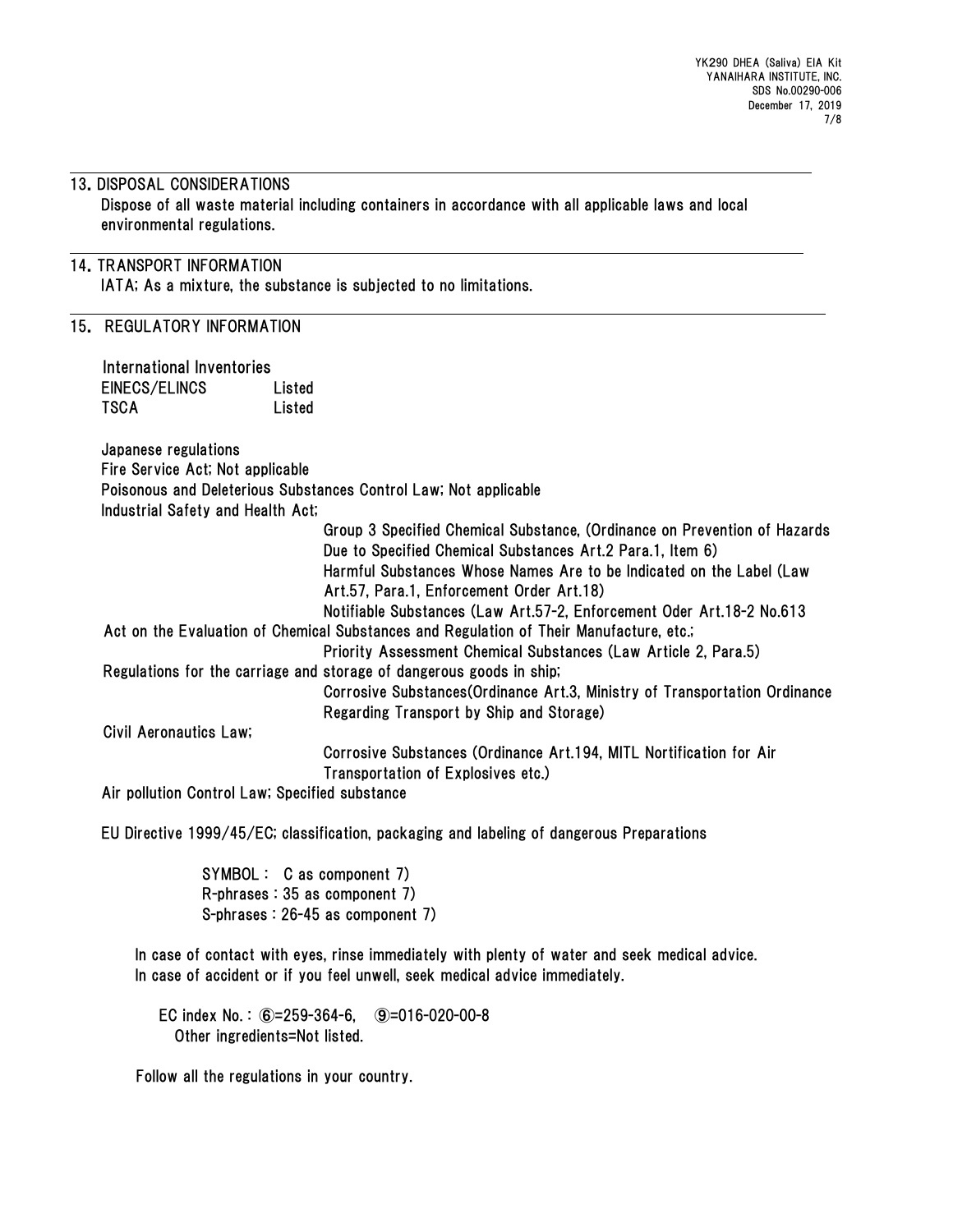## 13. DISPOSAL CONSIDERATIONS

Dispose of all waste material including containers in accordance with all applicable laws and local environmental regulations.

## 14. TRANSPORT INFORMATION

IATA; As a mixture, the substance is subjected to no limitations.

## 15. REGULATORY INFORMATION

International Inventories

| | |
|---|---|
| EINECS/ELINCS | Listed |
| TSCA | Listed |

Japanese regulations

Fire Service Act; Not applicable

Poisonous and Deleterious Substances Control Law; Not applicable

Industrial Safety and Health Act;

Group 3 Specified Chemical Substance, (Ordinance on Prevention of Hazards Due to Specified Chemical Substances Art.2 Para.1, Item 6)

Harmful Substances Whose Names Are to be Indicated on the Label (Law Art.57, Para.1, Enforcement Order Art.18)

Notifiable Substances (Law Art.57-2, Enforcement Oder Art.18-2 No.613

Act on the Evaluation of Chemical Substances and Regulation of Their Manufacture, etc.;

Priority Assessment Chemical Substances (Law Article 2, Para.5)

Regulations for the carriage and storage of dangerous goods in ship;

Corrosive Substances(Ordinance Art.3, Ministry of Transportation Ordinance Regarding Transport by Ship and Storage)

Civil Aeronautics Law;

Corrosive Substances (Ordinance Art.194, MITL Nortification for Air Transportation of Explosives etc.)

Air pollution Control Law; Specified substance

EU Directive 1999/45/EC; classification, packaging and labeling of dangerous Preparations

SYMBOL : C as component 7)
R-phrases : 35 as component 7)
S-phrases : 26-45 as component 7)

In case of contact with eyes, rinse immediately with plenty of water and seek medical advice.
In case of accident or if you feel unwell, seek medical advice immediately.

EC index No. : ⑥=259-364-6, ⑨=016-020-00-8
Other ingredients=Not listed.

Follow all the regulations in your country.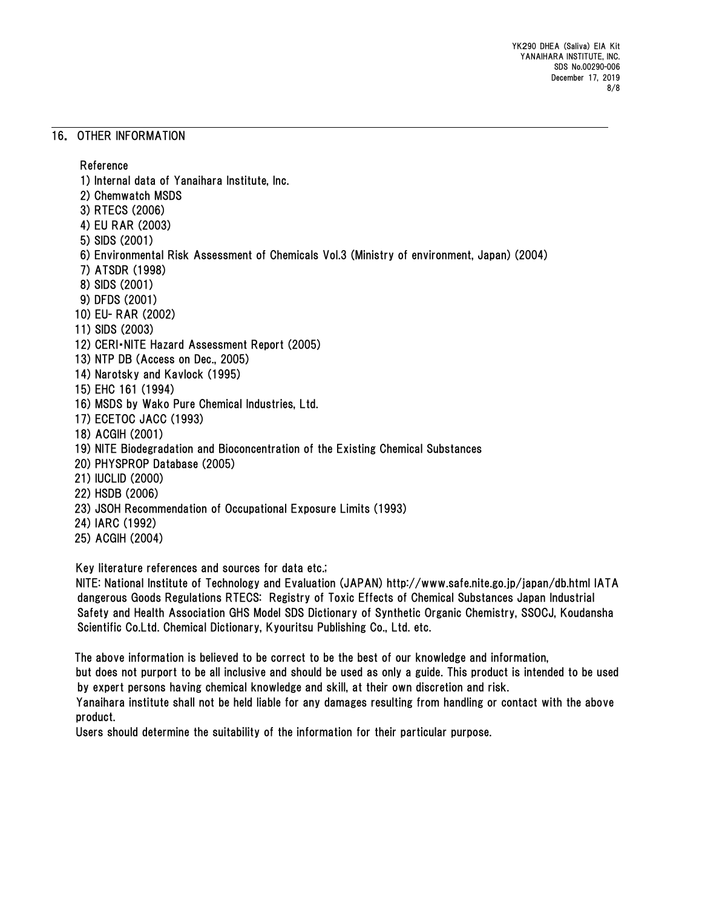## 16. OTHER INFORMATION

Reference

1) Internal data of Yanaihara Institute, Inc.
2) Chemwatch MSDS
3) RTECS (2006)
4) EU RAR (2003)
5) SIDS (2001)
6) Environmental Risk Assessment of Chemicals Vol.3 (Ministry of environment, Japan) (2004)
7) ATSDR (1998)
8) SIDS (2001)
9) DFDS (2001)
10) EU- RAR (2002)
11) SIDS (2003)
12) CERI･NITE Hazard Assessment Report (2005)
13) NTP DB (Access on Dec., 2005)
14) Narotsky and Kavlock (1995)
15) EHC 161 (1994)
16) MSDS by Wako Pure Chemical Industries, Ltd.
17) ECETOC JACC (1993)
18) ACGIH (2001)
19) NITE Biodegradation and Bioconcentration of the Existing Chemical Substances
20) PHYSPROP Database (2005)
21) IUCLID (2000)
22) HSDB (2006)
23) JSOH Recommendation of Occupational Exposure Limits (1993)
24) IARC (1992)
25) ACGIH (2004)

Key literature references and sources for data etc.;

NITE: National Institute of Technology and Evaluation (JAPAN) http://www.safe.nite.go.jp/japan/db.html IATA dangerous Goods Regulations RTECS: Registry of Toxic Effects of Chemical Substances Japan Industrial Safety and Health Association GHS Model SDS Dictionary of Synthetic Organic Chemistry, SSOCJ, Koudansha Scientific Co.Ltd. Chemical Dictionary, Kyouritsu Publishing Co., Ltd. etc.

The above information is believed to be correct to be the best of our knowledge and information, but does not purport to be all inclusive and should be used as only a guide. This product is intended to be used by expert persons having chemical knowledge and skill, at their own discretion and risk.
Yanaihara institute shall not be held liable for any damages resulting from handling or contact with the above product.
Users should determine the suitability of the information for their particular purpose.